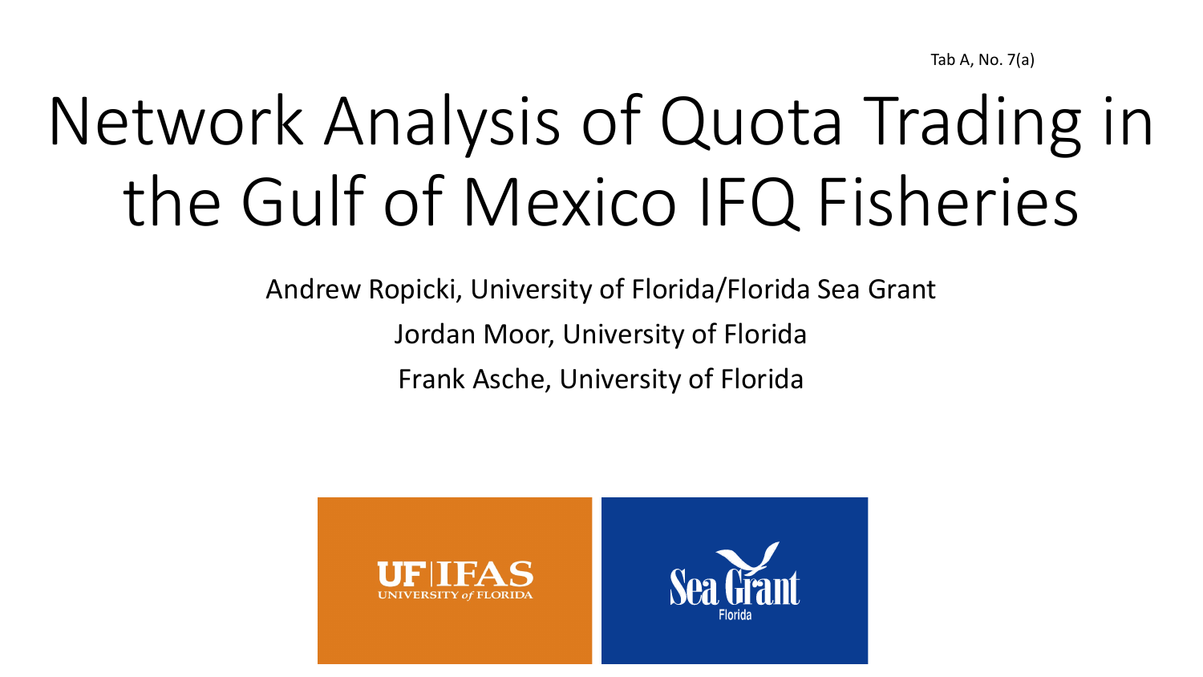Tab A, No. 7(a)

# Network Analysis of Quota Trading in the Gulf of Mexico IFQ Fisheries

Andrew Ropicki, University of Florida/Florida Sea Grant

Jordan Moor, University of Florida

Frank Asche, University of Florida

UF | IFAS UNIVERSITY of FLORIDA

Sea Grant Florida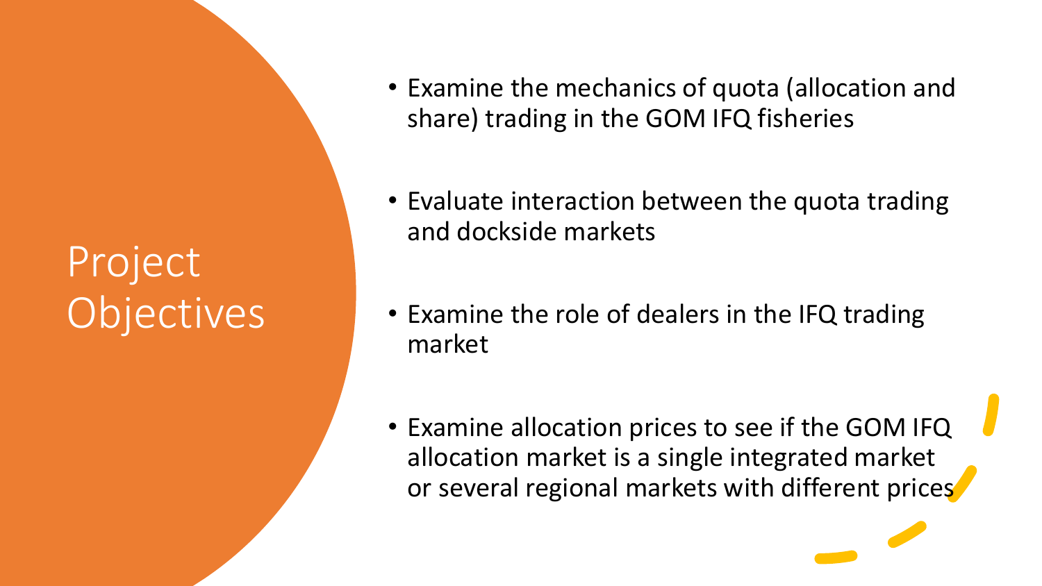# Project Objectives

- Examine the mechanics of quota (allocation and share) trading in the GOM IFQ fisheries
- Evaluate interaction between the quota trading and dockside markets
- Examine the role of dealers in the IFQ trading market
- Examine allocation prices to see if the GOM IFQ allocation market is a single integrated market or several regional markets with different prices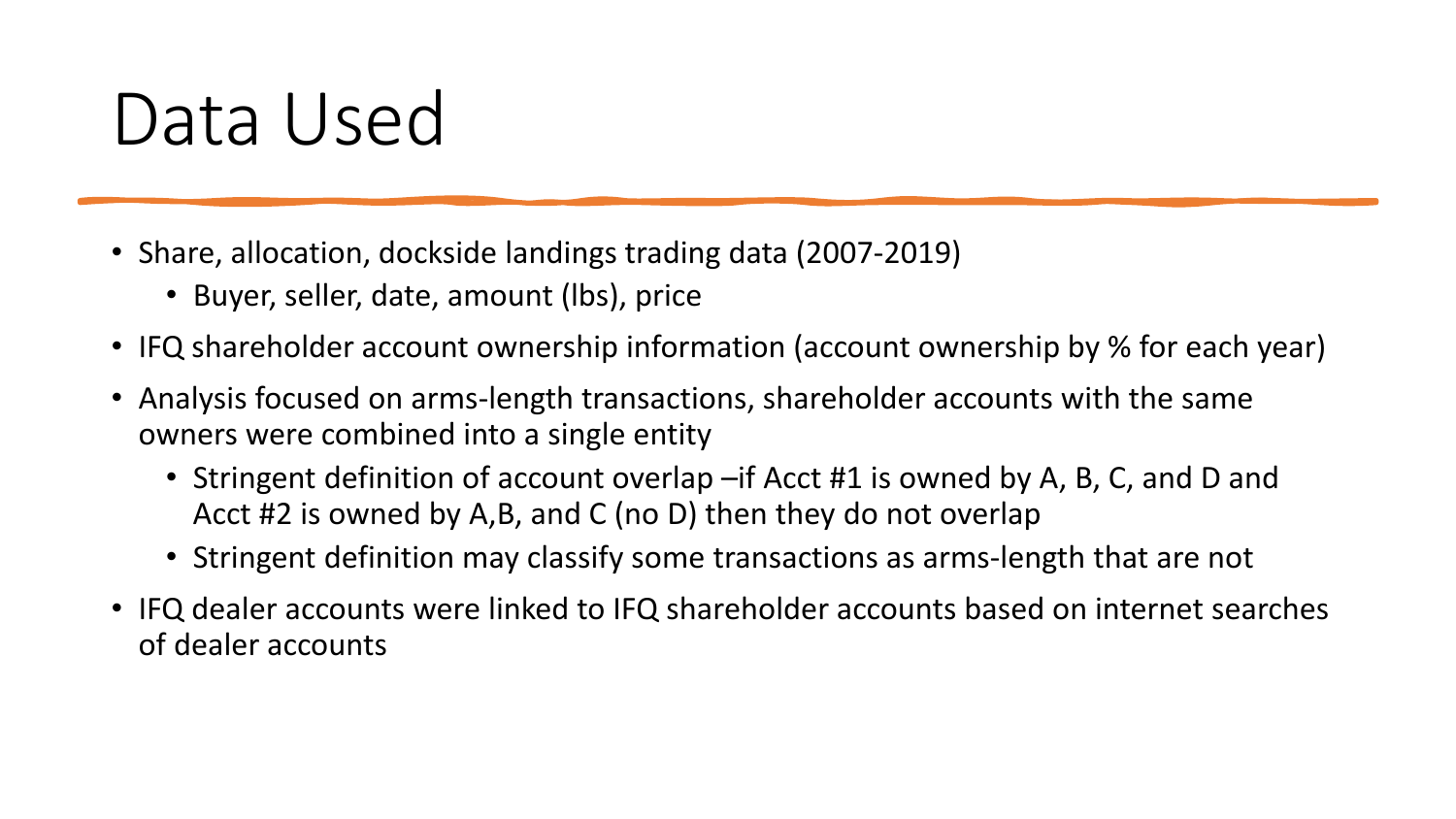# Data Used

- Share, allocation, dockside landings trading data (2007-2019)
  - Buyer, seller, date, amount (lbs), price
- IFQ shareholder account ownership information (account ownership by % for each year)
- Analysis focused on arms-length transactions, shareholder accounts with the same owners were combined into a single entity
  - Stringent definition of account overlap –if Acct #1 is owned by A, B, C, and D and Acct #2 is owned by A,B, and C (no D) then they do not overlap
  - Stringent definition may classify some transactions as arms-length that are not
- IFQ dealer accounts were linked to IFQ shareholder accounts based on internet searches of dealer accounts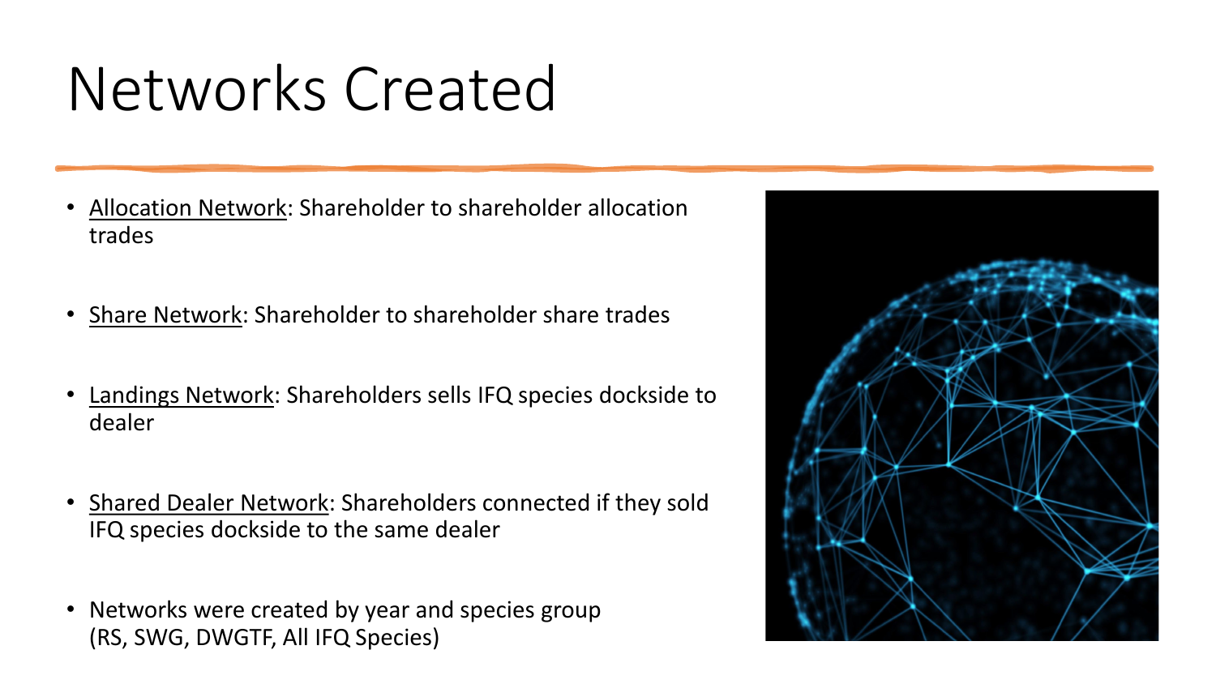# Networks Created

- Allocation Network: Shareholder to shareholder allocation trades
- Share Network: Shareholder to shareholder share trades
- Landings Network: Shareholders sells IFQ species dockside to dealer
- Shared Dealer Network: Shareholders connected if they sold IFQ species dockside to the same dealer
- Networks were created by year and species group (RS, SWG, DWGTF, All IFQ Species)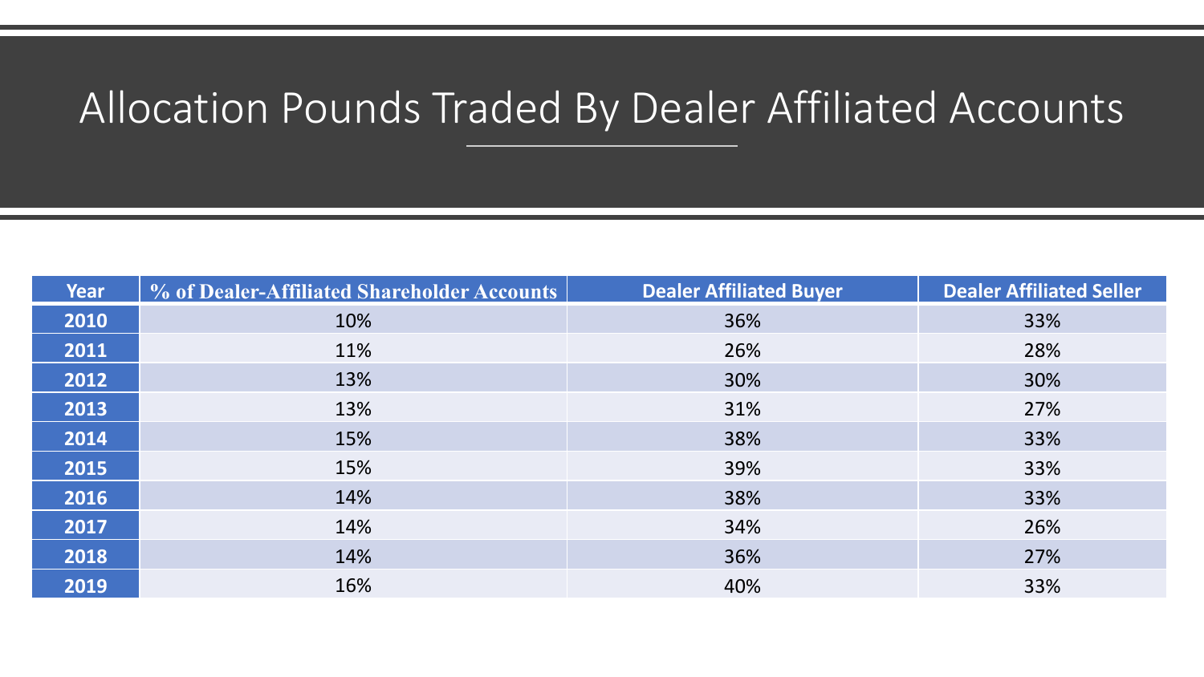# Allocation Pounds Traded By Dealer Affiliated Accounts

| Year | % of Dealer-Affiliated Shareholder Accounts | Dealer Affiliated Buyer | Dealer Affiliated Seller |
|---|---|---|---|
| 2010 | 10% | 36% | 33% |
| 2011 | 11% | 26% | 28% |
| 2012 | 13% | 30% | 30% |
| 2013 | 13% | 31% | 27% |
| 2014 | 15% | 38% | 33% |
| 2015 | 15% | 39% | 33% |
| 2016 | 14% | 38% | 33% |
| 2017 | 14% | 34% | 26% |
| 2018 | 14% | 36% | 27% |
| 2019 | 16% | 40% | 33% |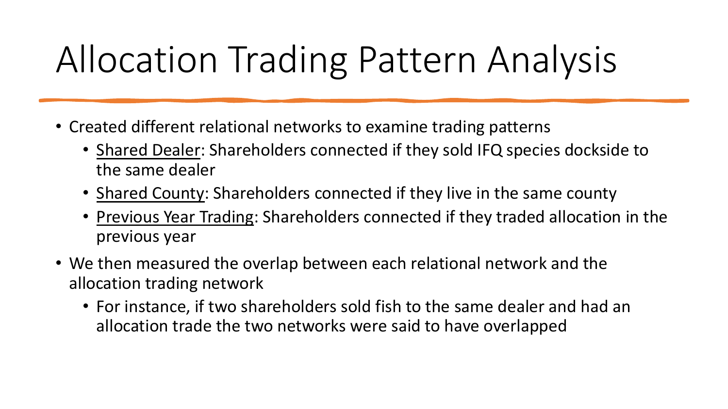# Allocation Trading Pattern Analysis

- Created different relational networks to examine trading patterns
  - Shared Dealer: Shareholders connected if they sold IFQ species dockside to the same dealer
  - Shared County: Shareholders connected if they live in the same county
  - Previous Year Trading: Shareholders connected if they traded allocation in the previous year
- We then measured the overlap between each relational network and the allocation trading network
  - For instance, if two shareholders sold fish to the same dealer and had an allocation trade the two networks were said to have overlapped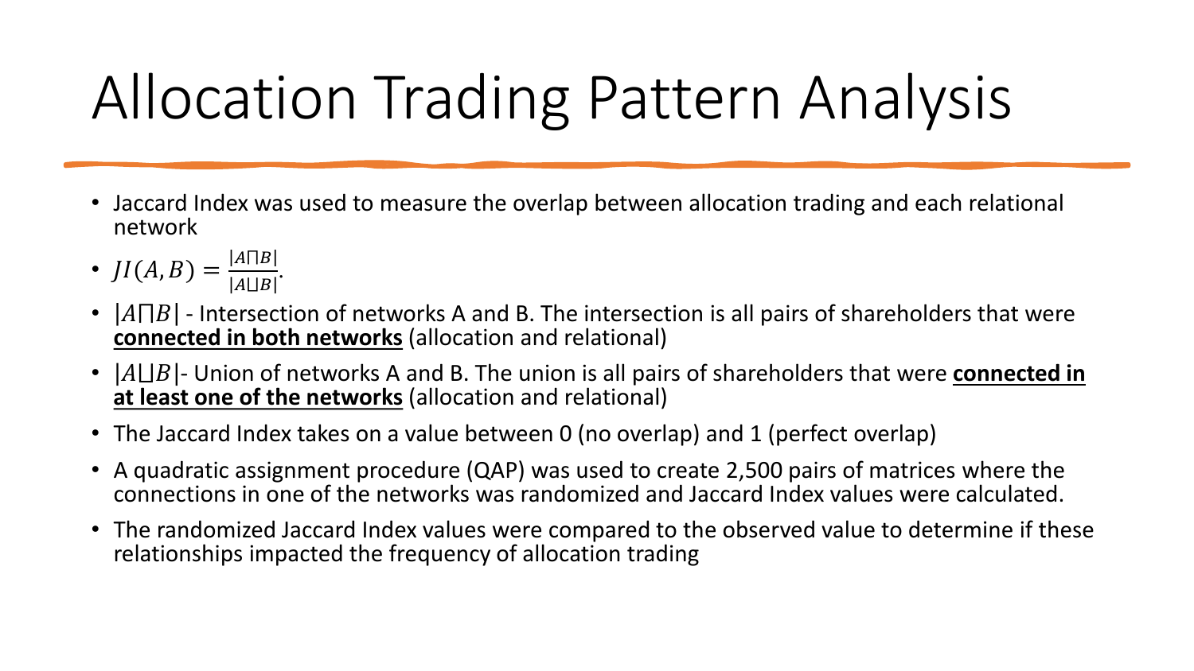# Allocation Trading Pattern Analysis

- Jaccard Index was used to measure the overlap between allocation trading and each relational network
- $JI(A, B) = \frac{|A \sqcap B|}{|A \sqcup B|}$.
- $|A \sqcap B|$ - Intersection of networks A and B. The intersection is all pairs of shareholders that were **connected in both networks** (allocation and relational)
- $|A \sqcup B|$- Union of networks A and B. The union is all pairs of shareholders that were **connected in at least one of the networks** (allocation and relational)
- The Jaccard Index takes on a value between 0 (no overlap) and 1 (perfect overlap)
- A quadratic assignment procedure (QAP) was used to create 2,500 pairs of matrices where the connections in one of the networks was randomized and Jaccard Index values were calculated.
- The randomized Jaccard Index values were compared to the observed value to determine if these relationships impacted the frequency of allocation trading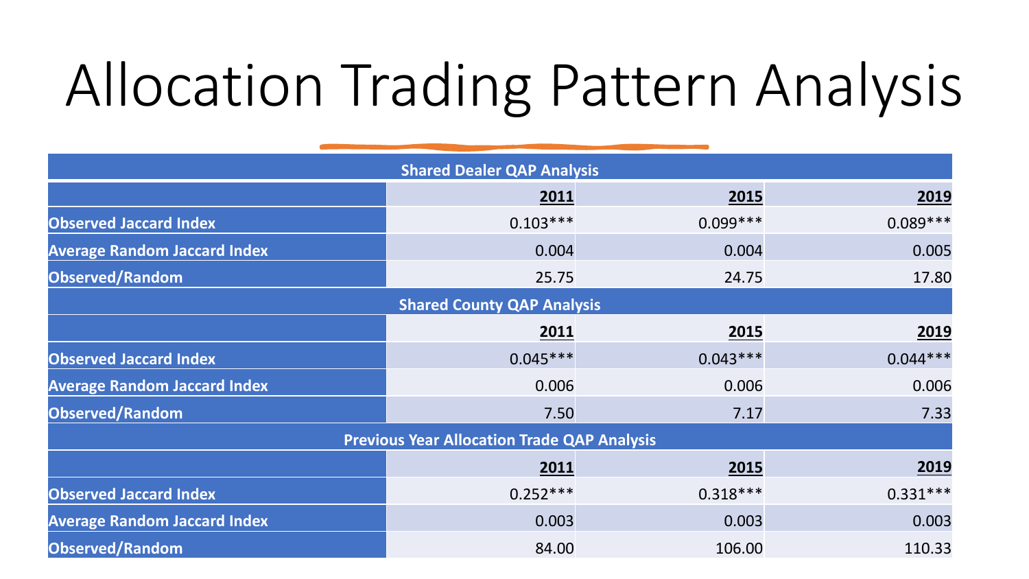# Allocation Trading Pattern Analysis

| Shared Dealer QAP Analysis | | | |
|---|---|---|---|
| | **2011** | **2015** | **2019** |
| **Observed Jaccard Index** | 0.103*** | 0.099*** | 0.089*** |
| **Average Random Jaccard Index** | 0.004 | 0.004 | 0.005 |
| **Observed/Random** | 25.75 | 24.75 | 17.80 |
| **Shared County QAP Analysis** | | | |
| | **2011** | **2015** | **2019** |
| **Observed Jaccard Index** | 0.045*** | 0.043*** | 0.044*** |
| **Average Random Jaccard Index** | 0.006 | 0.006 | 0.006 |
| **Observed/Random** | 7.50 | 7.17 | 7.33 |
| **Previous Year Allocation Trade QAP Analysis** | | | |
| | **2011** | **2015** | **2019** |
| **Observed Jaccard Index** | 0.252*** | 0.318*** | 0.331*** |
| **Average Random Jaccard Index** | 0.003 | 0.003 | 0.003 |
| **Observed/Random** | 84.00 | 106.00 | 110.33 |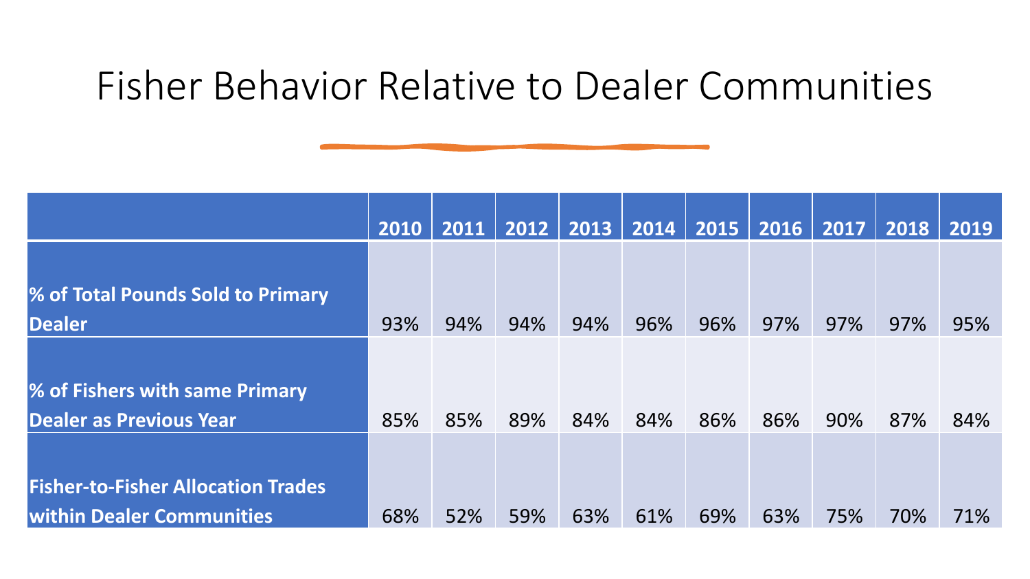# Fisher Behavior Relative to Dealer Communities

| | 2010 | 2011 | 2012 | 2013 | 2014 | 2015 | 2016 | 2017 | 2018 | 2019 |
|---|---|---|---|---|---|---|---|---|---|---|
| **% of Total Pounds Sold to Primary Dealer** | 93% | 94% | 94% | 94% | 96% | 96% | 97% | 97% | 97% | 95% |
| **% of Fishers with same Primary Dealer as Previous Year** | 85% | 85% | 89% | 84% | 84% | 86% | 86% | 90% | 87% | 84% |
| **Fisher-to-Fisher Allocation Trades within Dealer Communities** | 68% | 52% | 59% | 63% | 61% | 69% | 63% | 75% | 70% | 71% |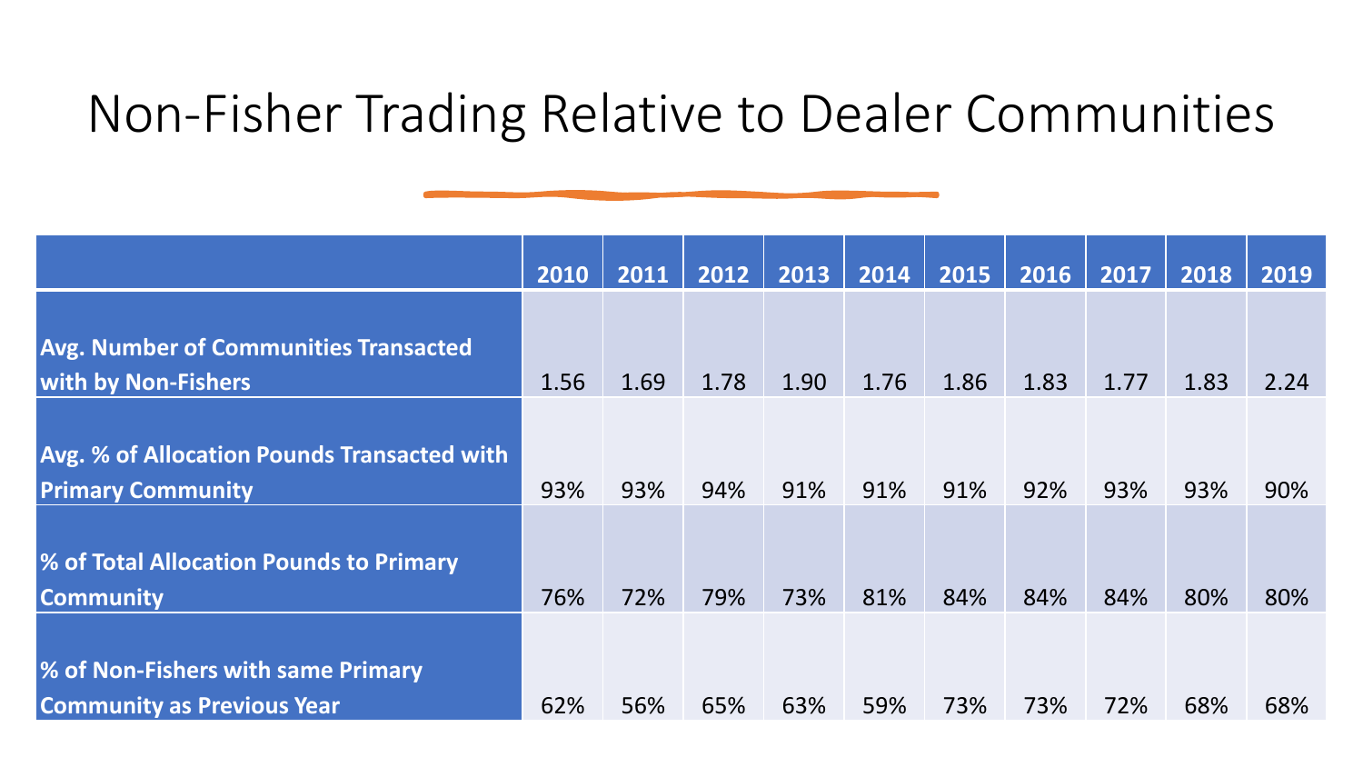# Non-Fisher Trading Relative to Dealer Communities

| | 2010 | 2011 | 2012 | 2013 | 2014 | 2015 | 2016 | 2017 | 2018 | 2019 |
|---|---|---|---|---|---|---|---|---|---|---|
| **Avg. Number of Communities Transacted with by Non-Fishers** | 1.56 | 1.69 | 1.78 | 1.90 | 1.76 | 1.86 | 1.83 | 1.77 | 1.83 | 2.24 |
| **Avg. % of Allocation Pounds Transacted with Primary Community** | 93% | 93% | 94% | 91% | 91% | 91% | 92% | 93% | 93% | 90% |
| **% of Total Allocation Pounds to Primary Community** | 76% | 72% | 79% | 73% | 81% | 84% | 84% | 84% | 80% | 80% |
| **% of Non-Fishers with same Primary Community as Previous Year** | 62% | 56% | 65% | 63% | 59% | 73% | 73% | 72% | 68% | 68% |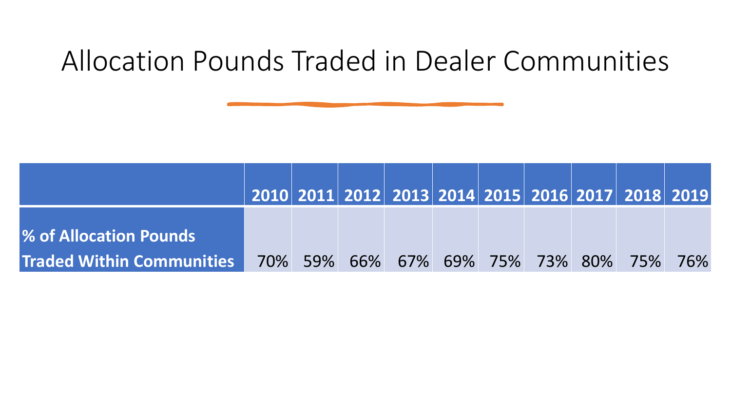# Allocation Pounds Traded in Dealer Communities

| | 2010 | 2011 | 2012 | 2013 | 2014 | 2015 | 2016 | 2017 | 2018 | 2019 |
|---|---|---|---|---|---|---|---|---|---|---|
| **% of Allocation Pounds Traded Within Communities** | 70% | 59% | 66% | 67% | 69% | 75% | 73% | 80% | 75% | 76% |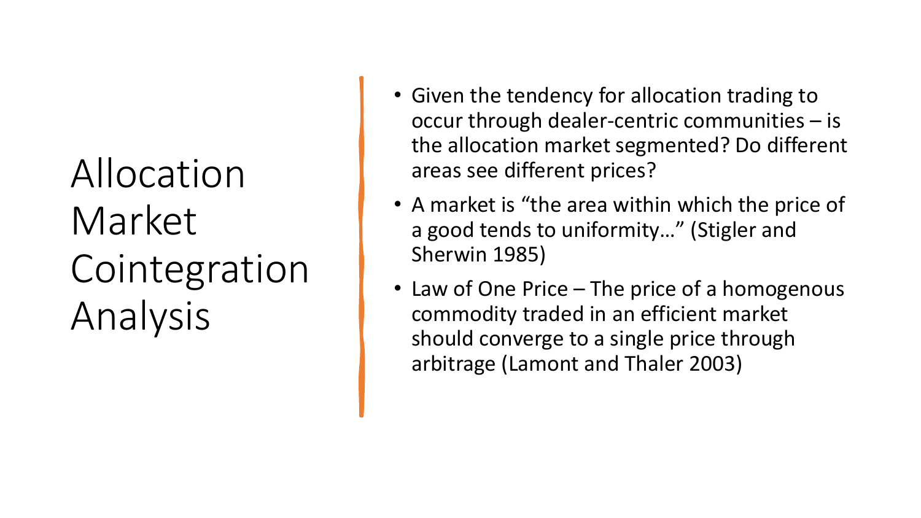# Allocation Market Cointegration Analysis

- Given the tendency for allocation trading to occur through dealer-centric communities – is the allocation market segmented? Do different areas see different prices?
- A market is "the area within which the price of a good tends to uniformity…" (Stigler and Sherwin 1985)
- Law of One Price – The price of a homogenous commodity traded in an efficient market should converge to a single price through arbitrage (Lamont and Thaler 2003)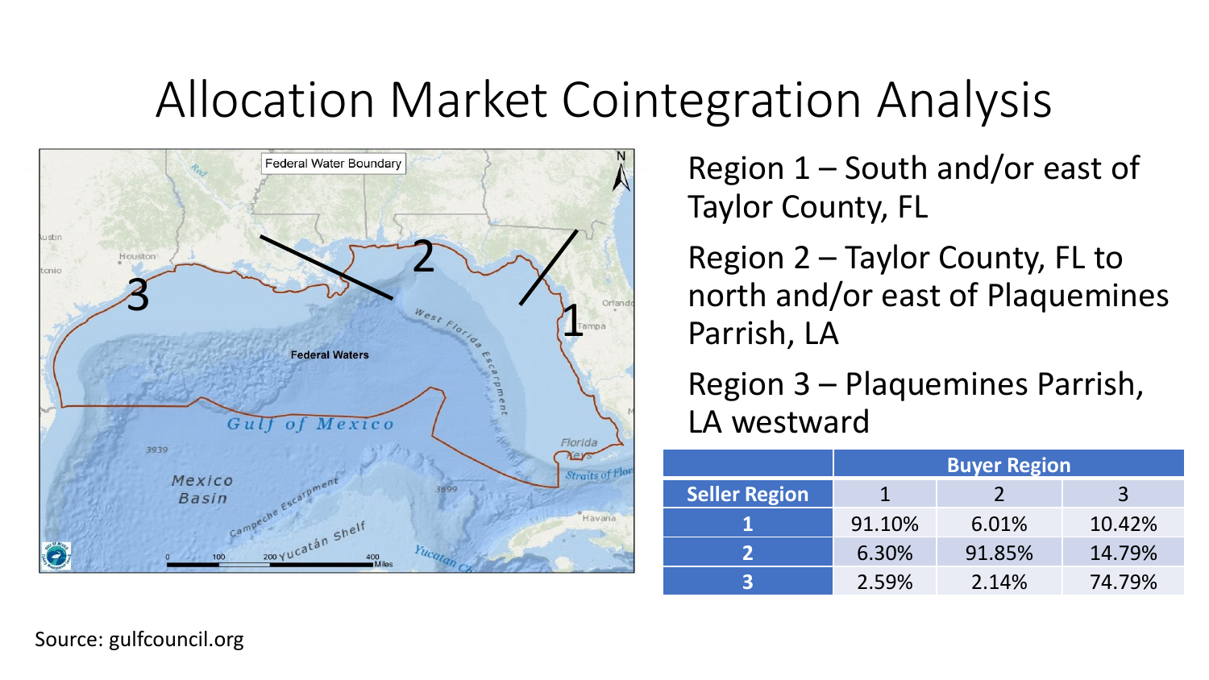# Allocation Market Cointegration Analysis

Region 1 – South and/or east of Taylor County, FL

Region 2 – Taylor County, FL to north and/or east of Plaquemines Parrish, LA

Region 3 – Plaquemines Parrish, LA westward

| | Buyer Region | | |
|---|---|---|---|
| **Seller Region** | 1 | 2 | 3 |
| **1** | 91.10% | 6.01% | 10.42% |
| **2** | 6.30% | 91.85% | 14.79% |
| **3** | 2.59% | 2.14% | 74.79% |

Source: gulfcouncil.org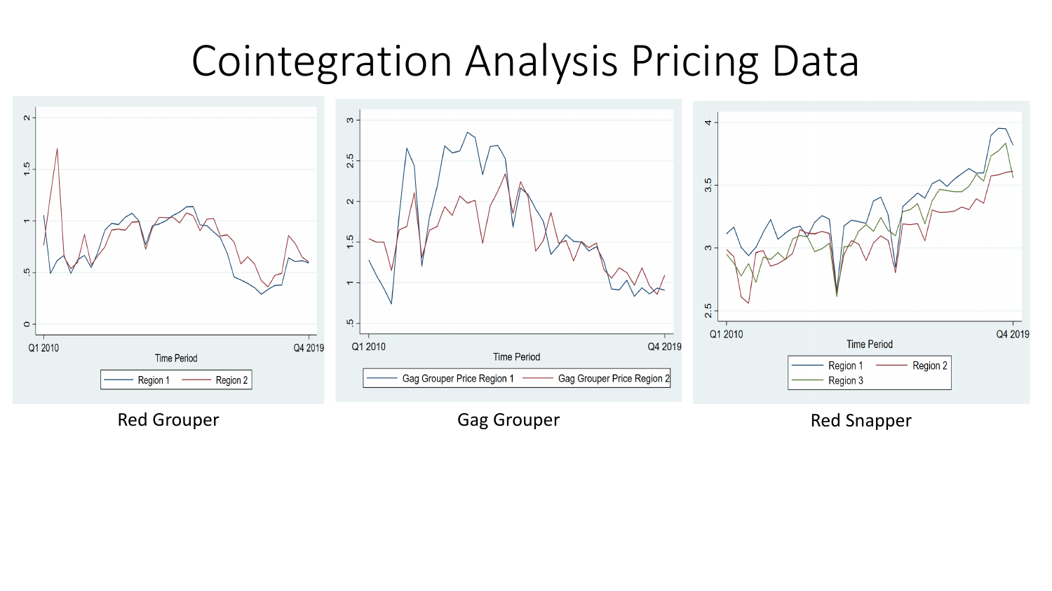# Cointegration Analysis Pricing Data

Red Grouper

Gag Grouper

Red Snapper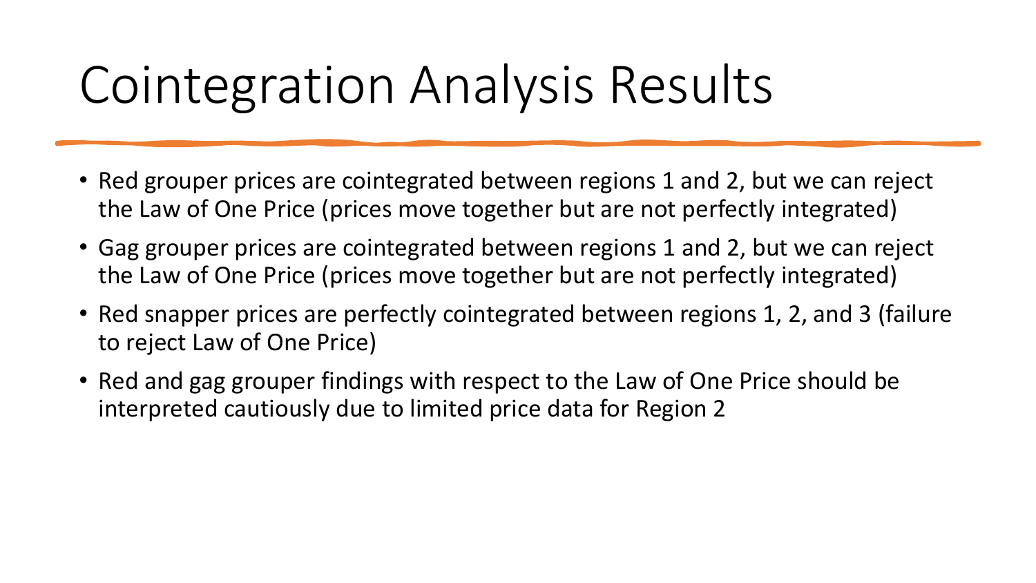# Cointegration Analysis Results

- Red grouper prices are cointegrated between regions 1 and 2, but we can reject the Law of One Price (prices move together but are not perfectly integrated)
- Gag grouper prices are cointegrated between regions 1 and 2, but we can reject the Law of One Price (prices move together but are not perfectly integrated)
- Red snapper prices are perfectly cointegrated between regions 1, 2, and 3 (failure to reject Law of One Price)
- Red and gag grouper findings with respect to the Law of One Price should be interpreted cautiously due to limited price data for Region 2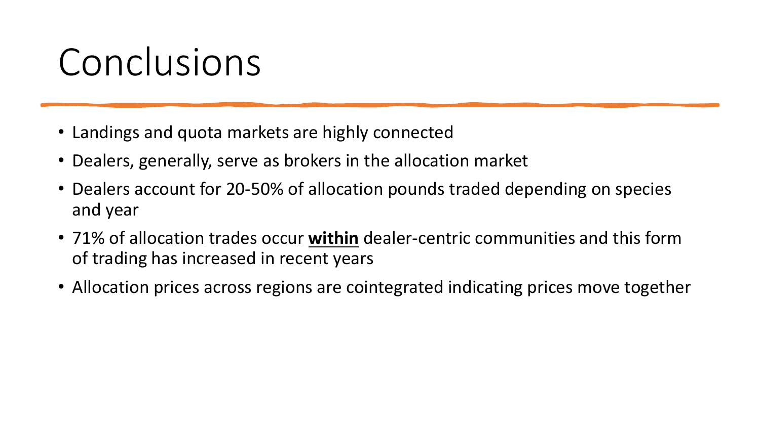# Conclusions

- Landings and quota markets are highly connected
- Dealers, generally, serve as brokers in the allocation market
- Dealers account for 20-50% of allocation pounds traded depending on species and year
- 71% of allocation trades occur **<u>within</u>** dealer-centric communities and this form of trading has increased in recent years
- Allocation prices across regions are cointegrated indicating prices move together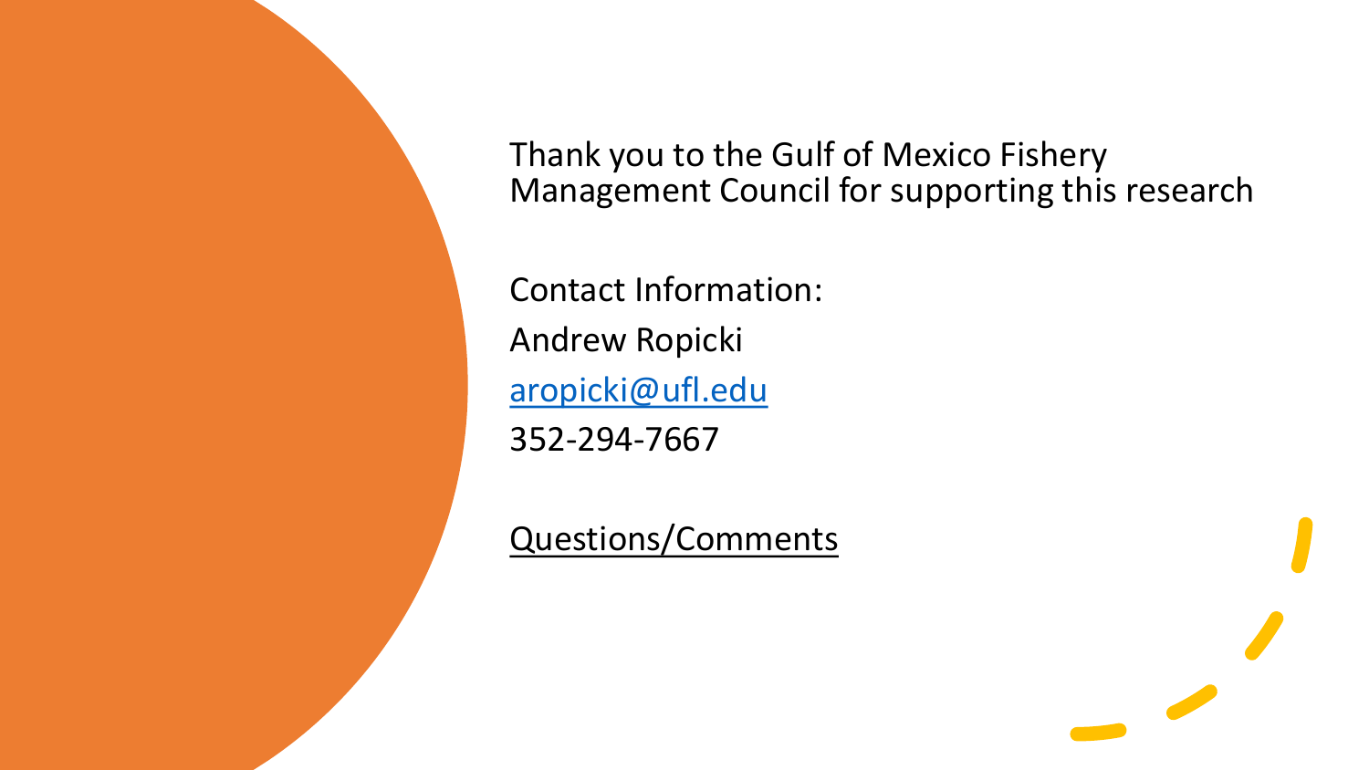Thank you to the Gulf of Mexico Fishery Management Council for supporting this research

Contact Information:

Andrew Ropicki

aropicki@ufl.edu

352-294-7667

Questions/Comments